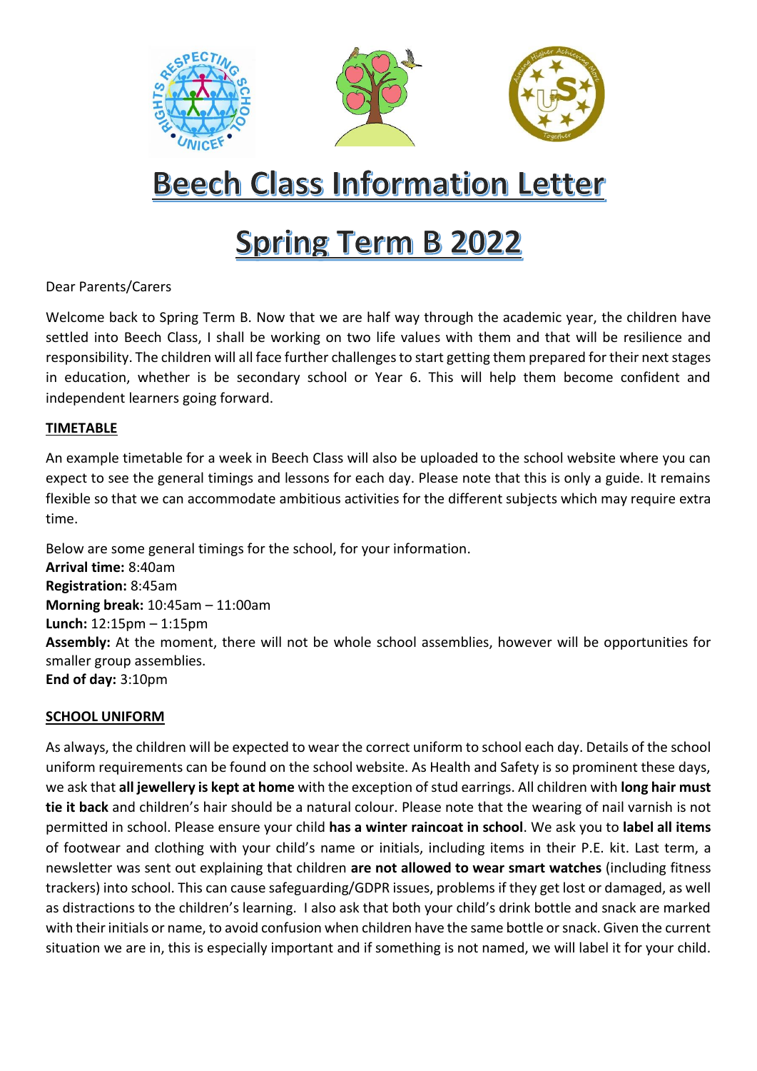# Beech Class Information Letter

# Spring Term B 2022

Dear Parents/Carers

Welcome back to Spring Term B. Now that we are half way through the academic year, the children have settled into Beech Class, I shall be working on two life values with them and that will be resilience and responsibility. The children will all face further challenges to start getting them prepared for their next stages in education, whether is be secondary school or Year 6. This will help them become confident and independent learners going forward.

## TIMETABLE

An example timetable for a week in Beech Class will also be uploaded to the school website where you can expect to see the general timings and lessons for each day. Please note that this is only a guide. It remains flexible so that we can accommodate ambitious activities for the different subjects which may require extra time.

Below are some general timings for the school, for your information.
**Arrival time:** 8:40am
**Registration:** 8:45am
**Morning break:** 10:45am – 11:00am
**Lunch:** 12:15pm – 1:15pm
**Assembly:** At the moment, there will not be whole school assemblies, however will be opportunities for smaller group assemblies.
**End of day:** 3:10pm

## SCHOOL UNIFORM

As always, the children will be expected to wear the correct uniform to school each day. Details of the school uniform requirements can be found on the school website. As Health and Safety is so prominent these days, we ask that **all jewellery is kept at home** with the exception of stud earrings. All children with **long hair must tie it back** and children's hair should be a natural colour. Please note that the wearing of nail varnish is not permitted in school. Please ensure your child **has a winter raincoat in school**. We ask you to **label all items** of footwear and clothing with your child's name or initials, including items in their P.E. kit. Last term, a newsletter was sent out explaining that children **are not allowed to wear smart watches** (including fitness trackers) into school. This can cause safeguarding/GDPR issues, problems if they get lost or damaged, as well as distractions to the children's learning. I also ask that both your child's drink bottle and snack are marked with their initials or name, to avoid confusion when children have the same bottle or snack. Given the current situation we are in, this is especially important and if something is not named, we will label it for your child.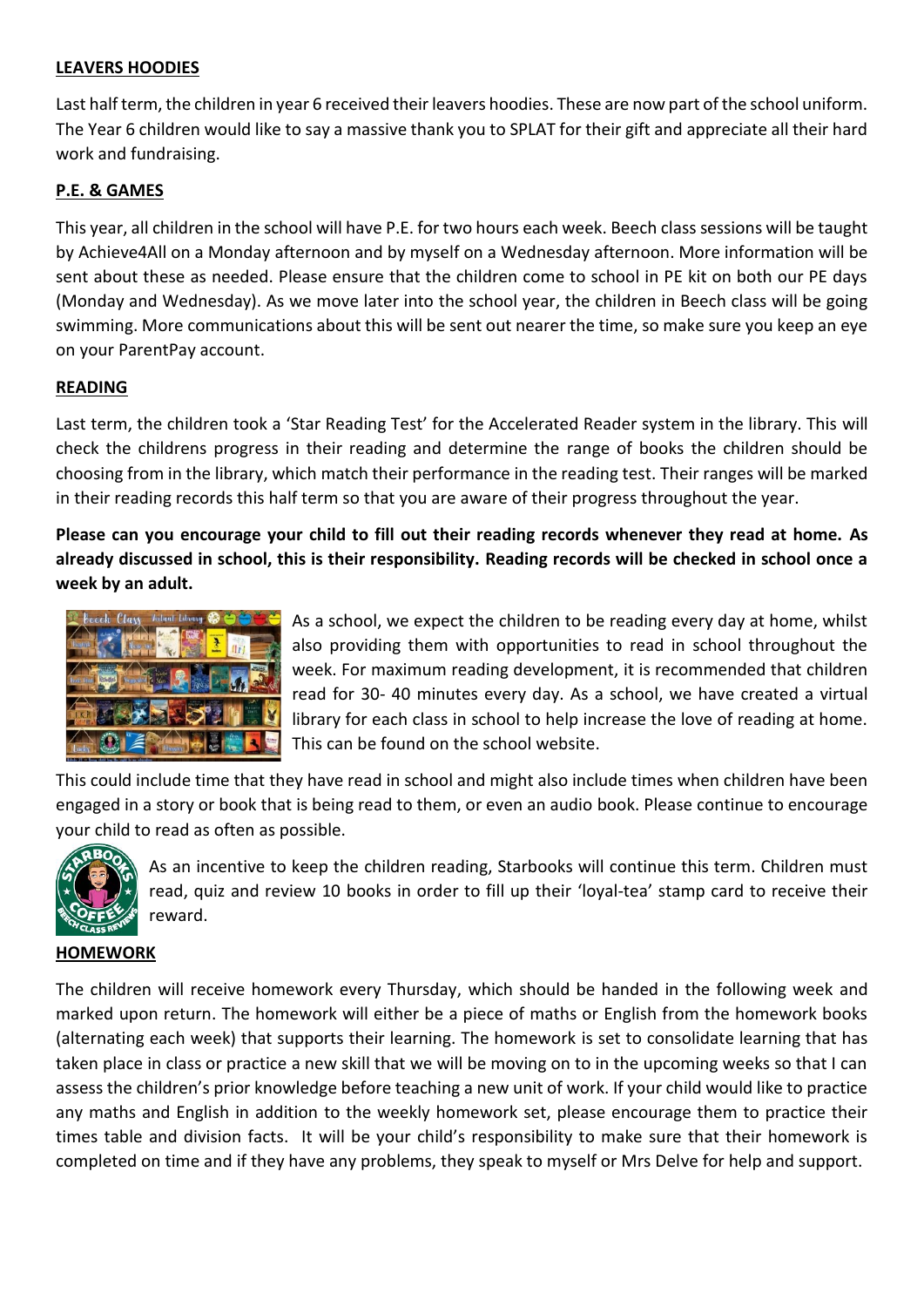## LEAVERS HOODIES

Last half term, the children in year 6 received their leavers hoodies. These are now part of the school uniform. The Year 6 children would like to say a massive thank you to SPLAT for their gift and appreciate all their hard work and fundraising.

## P.E. & GAMES

This year, all children in the school will have P.E. for two hours each week. Beech class sessions will be taught by Achieve4All on a Monday afternoon and by myself on a Wednesday afternoon. More information will be sent about these as needed. Please ensure that the children come to school in PE kit on both our PE days (Monday and Wednesday). As we move later into the school year, the children in Beech class will be going swimming. More communications about this will be sent out nearer the time, so make sure you keep an eye on your ParentPay account.

## READING

Last term, the children took a 'Star Reading Test' for the Accelerated Reader system in the library. This will check the childrens progress in their reading and determine the range of books the children should be choosing from in the library, which match their performance in the reading test. Their ranges will be marked in their reading records this half term so that you are aware of their progress throughout the year.

**Please can you encourage your child to fill out their reading records whenever they read at home. As already discussed in school, this is their responsibility. Reading records will be checked in school once a week by an adult.**

As a school, we expect the children to be reading every day at home, whilst also providing them with opportunities to read in school throughout the week. For maximum reading development, it is recommended that children read for 30- 40 minutes every day. As a school, we have created a virtual library for each class in school to help increase the love of reading at home. This can be found on the school website.

This could include time that they have read in school and might also include times when children have been engaged in a story or book that is being read to them, or even an audio book. Please continue to encourage your child to read as often as possible.

As an incentive to keep the children reading, Starbooks will continue this term. Children must read, quiz and review 10 books in order to fill up their 'loyal-tea' stamp card to receive their reward.

## HOMEWORK

The children will receive homework every Thursday, which should be handed in the following week and marked upon return. The homework will either be a piece of maths or English from the homework books (alternating each week) that supports their learning. The homework is set to consolidate learning that has taken place in class or practice a new skill that we will be moving on to in the upcoming weeks so that I can assess the children's prior knowledge before teaching a new unit of work. If your child would like to practice any maths and English in addition to the weekly homework set, please encourage them to practice their times table and division facts. It will be your child's responsibility to make sure that their homework is completed on time and if they have any problems, they speak to myself or Mrs Delve for help and support.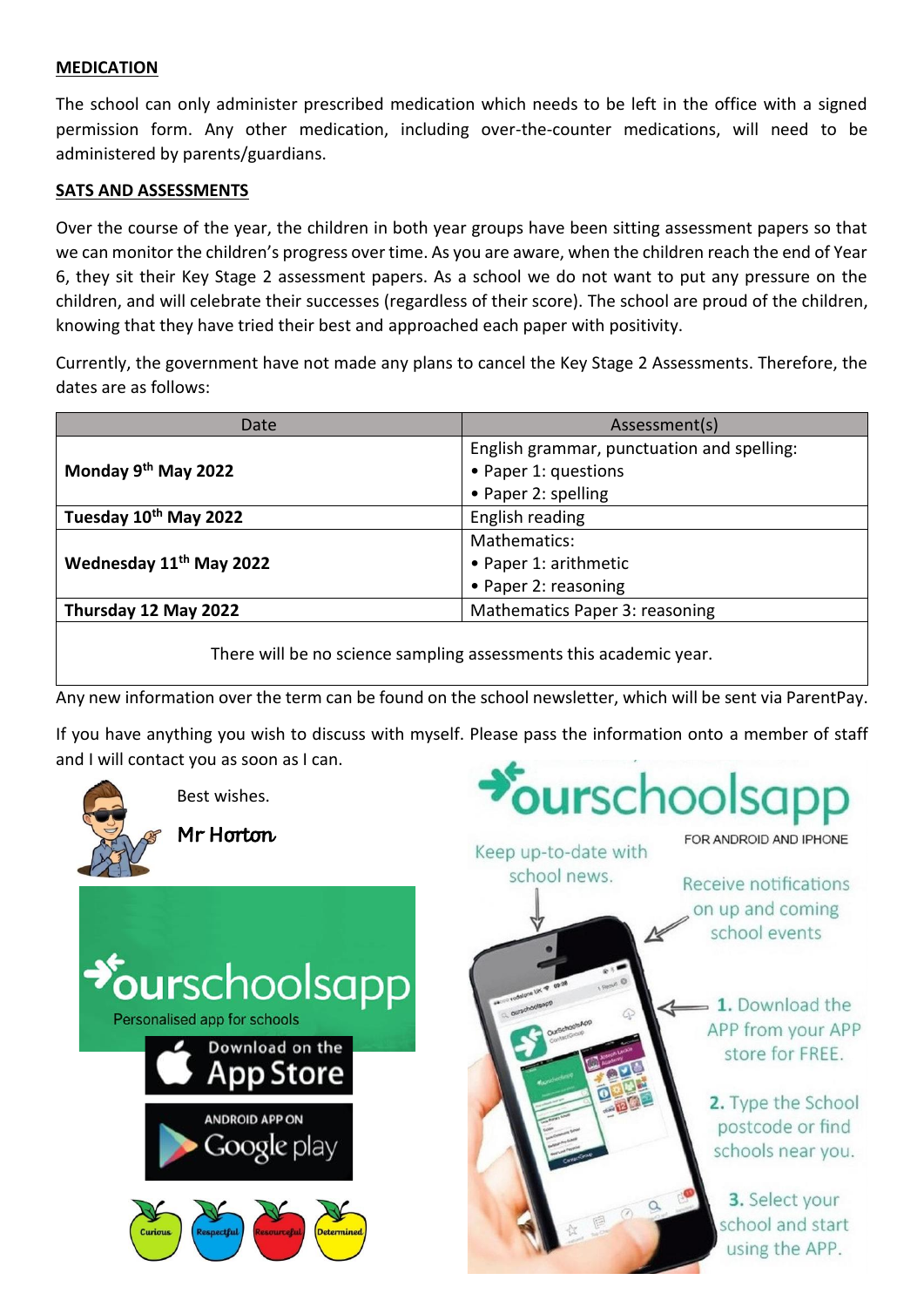**MEDICATION**

The school can only administer prescribed medication which needs to be left in the office with a signed permission form. Any other medication, including over-the-counter medications, will need to be administered by parents/guardians.

**SATS AND ASSESSMENTS**

Over the course of the year, the children in both year groups have been sitting assessment papers so that we can monitor the children's progress over time. As you are aware, when the children reach the end of Year 6, they sit their Key Stage 2 assessment papers. As a school we do not want to put any pressure on the children, and will celebrate their successes (regardless of their score). The school are proud of the children, knowing that they have tried their best and approached each paper with positivity.

Currently, the government have not made any plans to cancel the Key Stage 2 Assessments. Therefore, the dates are as follows:

| Date | Assessment(s) |
|---|---|
| **Monday 9th May 2022** | English grammar, punctuation and spelling:<br>• Paper 1: questions<br>• Paper 2: spelling |
| **Tuesday 10th May 2022** | English reading |
| **Wednesday 11th May 2022** | Mathematics:<br>• Paper 1: arithmetic<br>• Paper 2: reasoning |
| **Thursday 12 May 2022** | Mathematics Paper 3: reasoning |
| There will be no science sampling assessments this academic year. | |

Any new information over the term can be found on the school newsletter, which will be sent via ParentPay.

If you have anything you wish to discuss with myself. Please pass the information onto a member of staff and I will contact you as soon as I can.

Best wishes.

Mr Horton

ourschoolsapp

Personalised app for schools

Download on the App Store

ANDROID APP ON Google play

Curious Respectful Resourceful Determined

ourschoolsapp

FOR ANDROID AND IPHONE

Keep up-to-date with school news.

Receive notifications on up and coming school events

1. Download the APP from your APP store for FREE.

2. Type the School postcode or find schools near you.

3. Select your school and start using the APP.